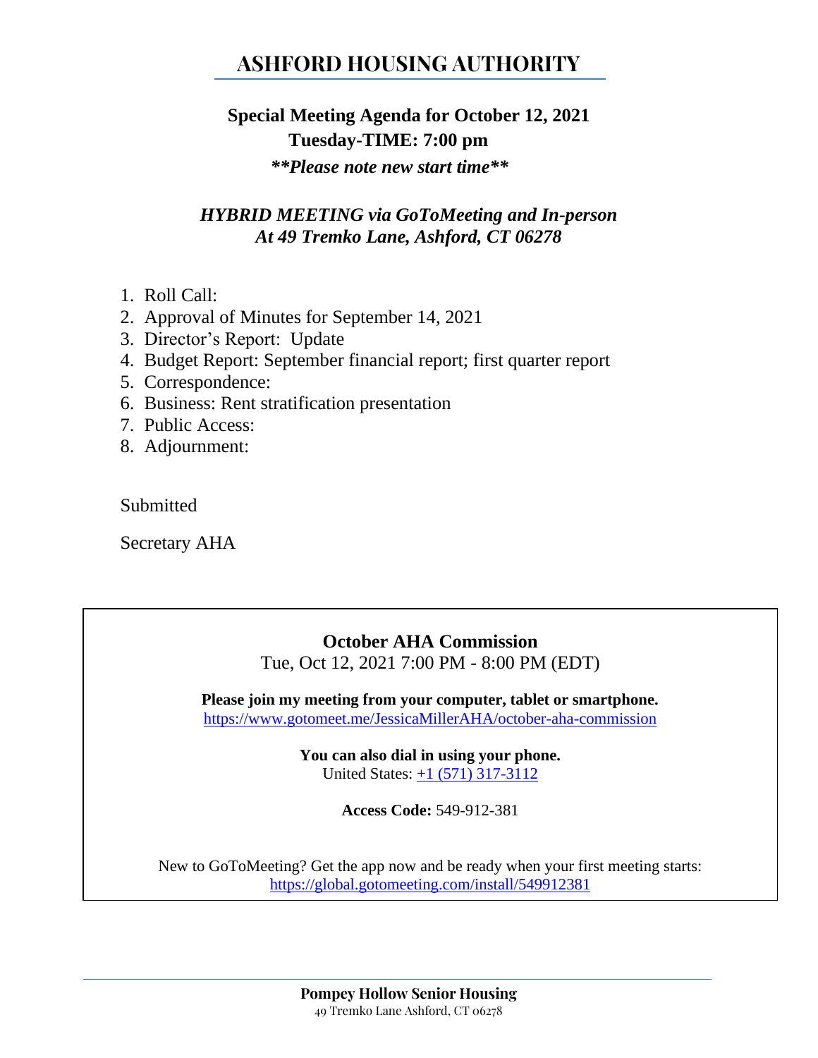# ASHFORD HOUSING AUTHORITY

## Special Meeting Agenda for October 12, 2021
## Tuesday-TIME: 7:00 pm

***\*\*Please note new start time\*\****

***HYBRID MEETING via GoToMeeting and In-person***
***At 49 Tremko Lane, Ashford, CT 06278***

1. Roll Call:
2. Approval of Minutes for September 14, 2021
3. Director's Report: Update
4. Budget Report: September financial report; first quarter report
5. Correspondence:
6. Business: Rent stratification presentation
7. Public Access:
8. Adjournment:

Submitted

Secretary AHA

---

**October AHA Commission**
Tue, Oct 12, 2021 7:00 PM - 8:00 PM (EDT)

**Please join my meeting from your computer, tablet or smartphone.**
https://www.gotomeet.me/JessicaMillerAHA/october-aha-commission

**You can also dial in using your phone.**
United States: +1 (571) 317-3112

**Access Code:** 549-912-381

New to GoToMeeting? Get the app now and be ready when your first meeting starts:
https://global.gotomeeting.com/install/549912381

---

**Pompey Hollow Senior Housing**
49 Tremko Lane Ashford, CT 06278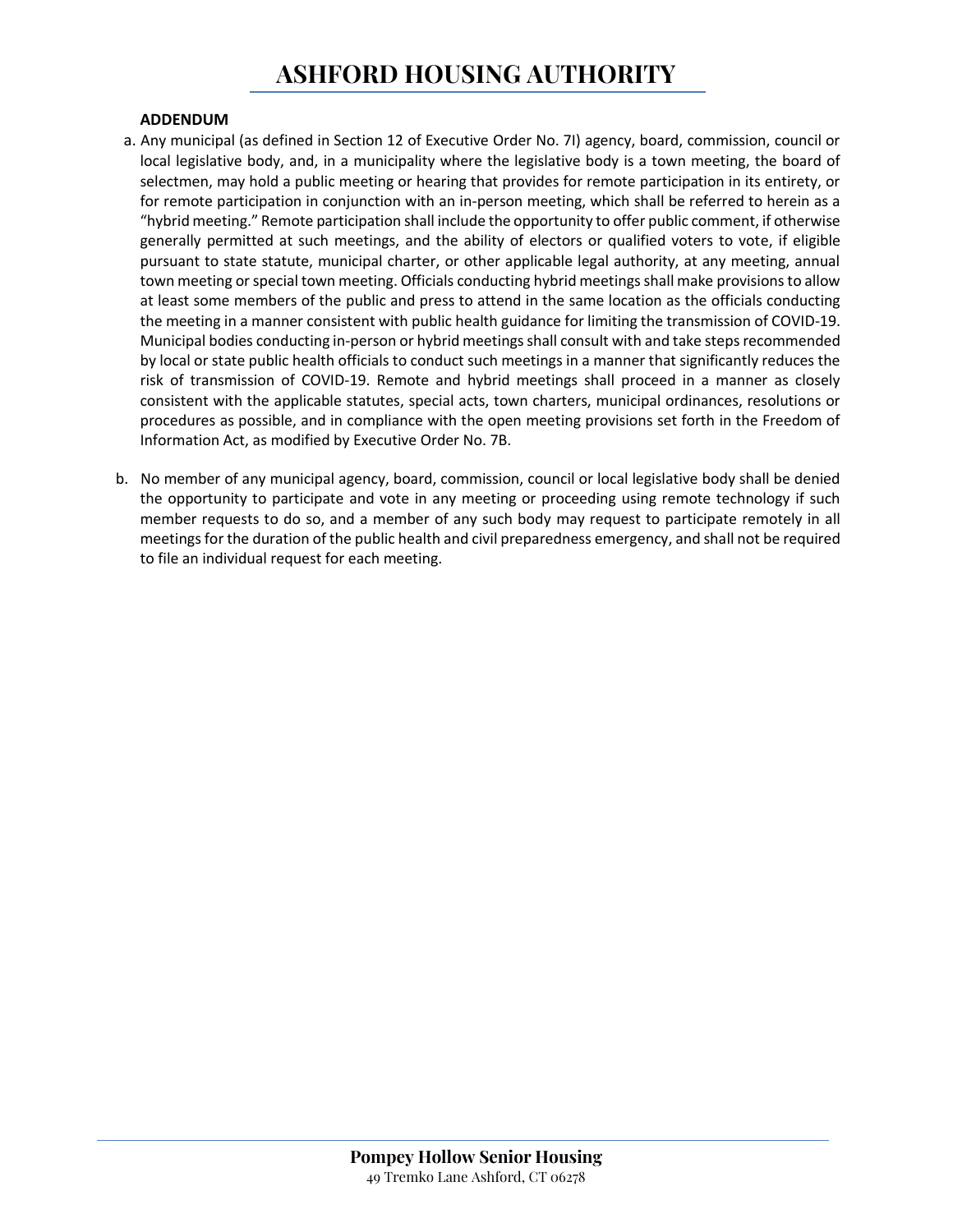**ADDENDUM**

a. Any municipal (as defined in Section 12 of Executive Order No. 7I) agency, board, commission, council or local legislative body, and, in a municipality where the legislative body is a town meeting, the board of selectmen, may hold a public meeting or hearing that provides for remote participation in its entirety, or for remote participation in conjunction with an in-person meeting, which shall be referred to herein as a "hybrid meeting." Remote participation shall include the opportunity to offer public comment, if otherwise generally permitted at such meetings, and the ability of electors or qualified voters to vote, if eligible pursuant to state statute, municipal charter, or other applicable legal authority, at any meeting, annual town meeting or special town meeting. Officials conducting hybrid meetings shall make provisions to allow at least some members of the public and press to attend in the same location as the officials conducting the meeting in a manner consistent with public health guidance for limiting the transmission of COVID-19. Municipal bodies conducting in-person or hybrid meetings shall consult with and take steps recommended by local or state public health officials to conduct such meetings in a manner that significantly reduces the risk of transmission of COVID-19. Remote and hybrid meetings shall proceed in a manner as closely consistent with the applicable statutes, special acts, town charters, municipal ordinances, resolutions or procedures as possible, and in compliance with the open meeting provisions set forth in the Freedom of Information Act, as modified by Executive Order No. 7B.

b. No member of any municipal agency, board, commission, council or local legislative body shall be denied the opportunity to participate and vote in any meeting or proceeding using remote technology if such member requests to do so, and a member of any such body may request to participate remotely in all meetings for the duration of the public health and civil preparedness emergency, and shall not be required to file an individual request for each meeting.